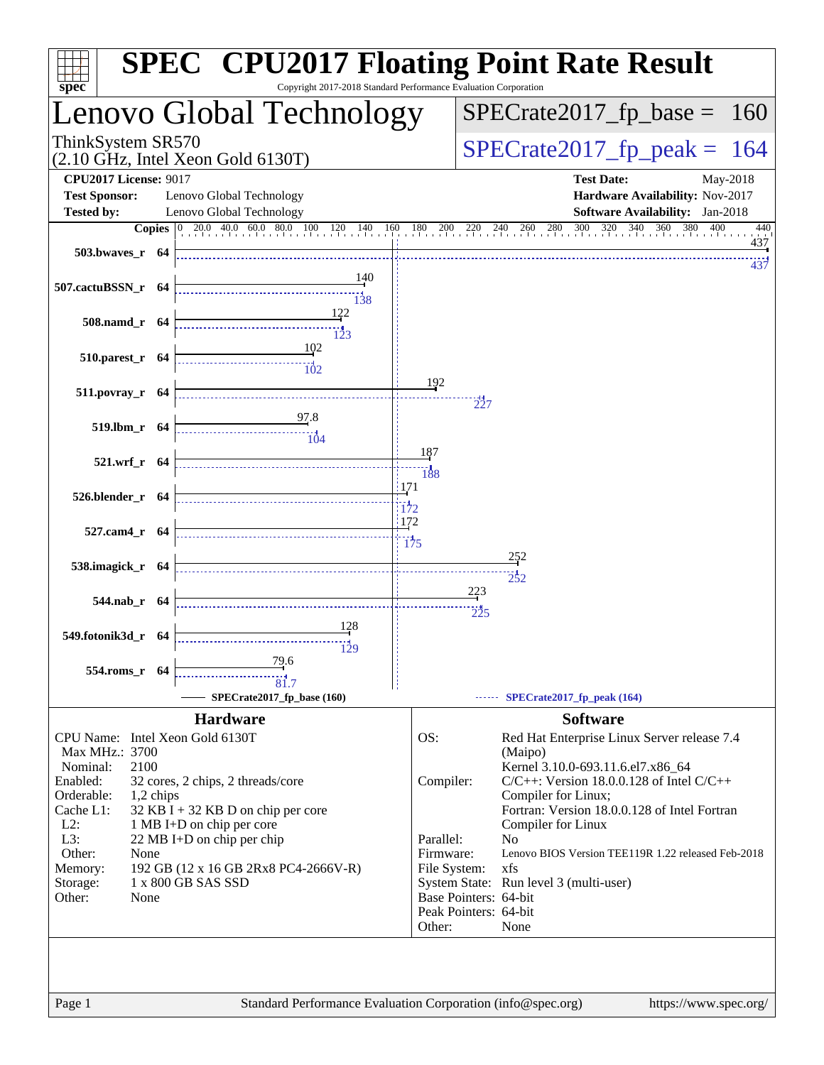# SPEC CPU2017 Floating Point Rate Result

Copyright 2017-2018 Standard Performance Evaluation Corporation

## Lenovo Global Technology

ThinkSystem SR570
(2.10 GHz, Intel Xeon Gold 6130T)

SPECrate2017_fp_base = 160

SPECrate2017_fp_peak = 164

**CPU2017 License:** 9017
**Test Sponsor:** Lenovo Global Technology
**Tested by:** Lenovo Global Technology

**Test Date:** May-2018
**Hardware Availability:** Nov-2017
**Software Availability:** Jan-2018

| Benchmark | Copies | Base | Peak |
|---|---|---|---|
| 503.bwaves_r | 64 | 437 | 437 |
| 507.cactuBSSN_r | 64 | 140 | 138 |
| 508.namd_r | 64 | 122 | 123 |
| 510.parest_r | 64 | 102 | 102 |
| 511.povray_r | 64 | 192 | 227 |
| 519.lbm_r | 64 | 97.8 | 104 |
| 521.wrf_r | 64 | 187 | 188 |
| 526.blender_r | 64 | 171 | 172 |
| 527.cam4_r | 64 | 172 | 175 |
| 538.imagick_r | 64 | 252 | 252 |
| 544.nab_r | 64 | 223 | 225 |
| 549.fotonik3d_r | 64 | 128 | 129 |
| 554.roms_r | 64 | 79.6 | 81.7 |

SPECrate2017_fp_base (160) — SPECrate2017_fp_peak (164)

## Hardware

| | |
|---|---|
| CPU Name: | Intel Xeon Gold 6130T |
| Max MHz.: | 3700 |
| Nominal: | 2100 |
| Enabled: | 32 cores, 2 chips, 2 threads/core |
| Orderable: | 1,2 chips |
| Cache L1: | 32 KB I + 32 KB D on chip per core |
| L2: | 1 MB I+D on chip per core |
| L3: | 22 MB I+D on chip per chip |
| Other: | None |
| Memory: | 192 GB (12 x 16 GB 2Rx8 PC4-2666V-R) |
| Storage: | 1 x 800 GB SAS SSD |
| Other: | None |

## Software

| | |
|---|---|
| OS: | Red Hat Enterprise Linux Server release 7.4 (Maipo) Kernel 3.10.0-693.11.6.el7.x86_64 |
| Compiler: | C/C++: Version 18.0.0.128 of Intel C/C++ Compiler for Linux; Fortran: Version 18.0.0.128 of Intel Fortran Compiler for Linux |
| Parallel: | No |
| Firmware: | Lenovo BIOS Version TEE119R 1.22 released Feb-2018 |
| File System: | xfs |
| System State: | Run level 3 (multi-user) |
| Base Pointers: | 64-bit |
| Peak Pointers: | 64-bit |
| Other: | None |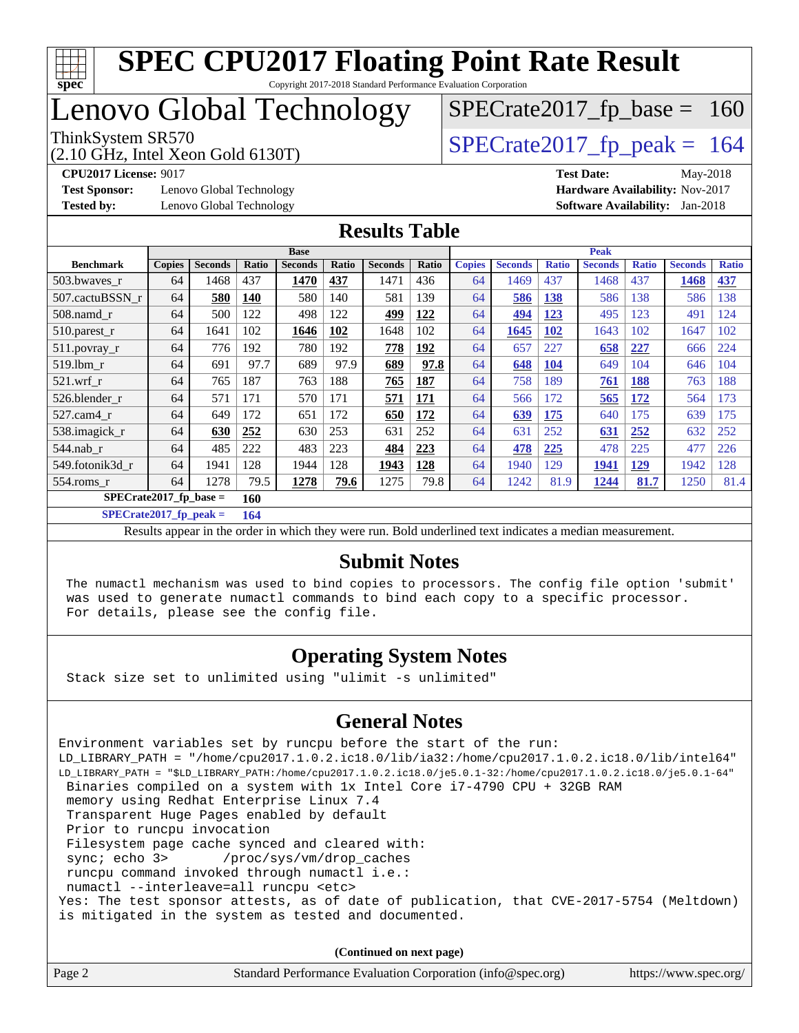# SPEC CPU2017 Floating Point Rate Result

Copyright 2017-2018 Standard Performance Evaluation Corporation

## Lenovo Global Technology

ThinkSystem SR570
(2.10 GHz, Intel Xeon Gold 6130T)

SPECrate2017_fp_base = 160

SPECrate2017_fp_peak = 164

**CPU2017 License:** 9017
**Test Sponsor:** Lenovo Global Technology
**Tested by:** Lenovo Global Technology
**Test Date:** May-2018
**Hardware Availability:** Nov-2017
**Software Availability:** Jan-2018

## Results Table

| | Base | | | | | | | Peak | | | | | | |
|---|---|---|---|---|---|---|---|---|---|---|---|---|---|---|
| **Benchmark** | **Copies** | **Seconds** | **Ratio** | **Seconds** | **Ratio** | **Seconds** | **Ratio** | **Copies** | **Seconds** | **Ratio** | **Seconds** | **Ratio** | **Seconds** | **Ratio** |
| 503.bwaves_r | 64 | 1468 | 437 | **1470** | **437** | 1471 | 436 | 64 | 1469 | 437 | 1468 | 437 | **1468** | **437** |
| 507.cactuBSSN_r | 64 | **580** | **140** | 580 | 140 | 581 | 139 | 64 | **586** | **138** | 586 | 138 | 586 | 138 |
| 508.namd_r | 64 | 500 | 122 | 498 | 122 | **499** | **122** | 64 | **494** | **123** | 495 | 123 | 491 | 124 |
| 510.parest_r | 64 | 1641 | 102 | **1646** | **102** | 1648 | 102 | 64 | **1645** | **102** | 1643 | 102 | 1647 | 102 |
| 511.povray_r | 64 | 776 | 192 | 780 | 192 | **778** | **192** | 64 | 657 | 227 | **658** | **227** | 666 | 224 |
| 519.lbm_r | 64 | 691 | 97.7 | 689 | 97.9 | **689** | **97.8** | 64 | **648** | **104** | 649 | 104 | 646 | 104 |
| 521.wrf_r | 64 | 765 | 187 | 763 | 188 | **765** | **187** | 64 | 758 | 189 | **761** | **188** | 763 | 188 |
| 526.blender_r | 64 | 571 | 171 | 570 | 171 | **571** | **171** | 64 | 566 | 172 | **565** | **172** | 564 | 173 |
| 527.cam4_r | 64 | 649 | 172 | 651 | 172 | **650** | **172** | 64 | **639** | **175** | 640 | 175 | 639 | 175 |
| 538.imagick_r | 64 | **630** | **252** | 630 | 253 | 631 | 252 | 64 | 631 | 252 | **631** | **252** | 632 | 252 |
| 544.nab_r | 64 | 485 | 222 | 483 | 223 | **484** | **223** | 64 | **478** | **225** | 478 | 225 | 477 | 226 |
| 549.fotonik3d_r | 64 | 1941 | 128 | 1944 | 128 | **1943** | **128** | 64 | 1940 | 129 | **1941** | **129** | 1942 | 128 |
| 554.roms_r | 64 | 1278 | 79.5 | **1278** | **79.6** | 1275 | 79.8 | 64 | 1242 | 81.9 | **1244** | **81.7** | 1250 | 81.4 |

**SPECrate2017_fp_base = 160**

**SPECrate2017_fp_peak = 164**

Results appear in the order in which they were run. Bold underlined text indicates a median measurement.

## Submit Notes

```
The numactl mechanism was used to bind copies to processors. The config file option 'submit'
was used to generate numactl commands to bind each copy to a specific processor.
For details, please see the config file.
```

## Operating System Notes

```
Stack size set to unlimited using "ulimit -s unlimited"
```

## General Notes

```
Environment variables set by runcpu before the start of the run:
LD_LIBRARY_PATH = "/home/cpu2017.1.0.2.ic18.0/lib/ia32:/home/cpu2017.1.0.2.ic18.0/lib/intel64"
LD_LIBRARY_PATH = "$LD_LIBRARY_PATH:/home/cpu2017.1.0.2.ic18.0/je5.0.1-32:/home/cpu2017.1.0.2.ic18.0/je5.0.1-64"
 Binaries compiled on a system with 1x Intel Core i7-4790 CPU + 32GB RAM
 memory using Redhat Enterprise Linux 7.4
 Transparent Huge Pages enabled by default
 Prior to runcpu invocation
 Filesystem page cache synced and cleared with:
 sync; echo 3>       /proc/sys/vm/drop_caches
 runcpu command invoked through numactl i.e.:
 numactl --interleave=all runcpu <etc>
Yes: The test sponsor attests, as of date of publication, that CVE-2017-5754 (Meltdown)
is mitigated in the system as tested and documented.
```

(Continued on next page)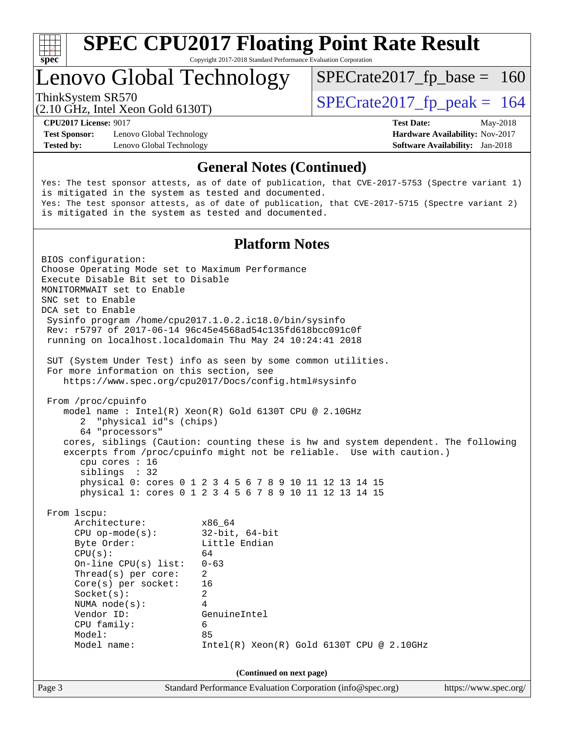# SPEC CPU2017 Floating Point Rate Result

Copyright 2017-2018 Standard Performance Evaluation Corporation

## Lenovo Global Technology

ThinkSystem SR570
(2.10 GHz, Intel Xeon Gold 6130T)

SPECrate2017_fp_base = 160

SPECrate2017_fp_peak = 164

**CPU2017 License:** 9017
**Test Sponsor:** Lenovo Global Technology
**Tested by:** Lenovo Global Technology

**Test Date:** May-2018
**Hardware Availability:** Nov-2017
**Software Availability:** Jan-2018

### General Notes (Continued)

```
Yes: The test sponsor attests, as of date of publication, that CVE-2017-5753 (Spectre variant 1)
is mitigated in the system as tested and documented.
Yes: The test sponsor attests, as of date of publication, that CVE-2017-5715 (Spectre variant 2)
is mitigated in the system as tested and documented.
```

### Platform Notes

```
BIOS configuration:
Choose Operating Mode set to Maximum Performance
Execute Disable Bit set to Disable
MONITORMWAIT set to Enable
SNC set to Enable
DCA set to Enable
 Sysinfo program /home/cpu2017.1.0.2.ic18.0/bin/sysinfo
 Rev: r5797 of 2017-06-14 96c45e4568ad54c135fd618bcc091c0f
 running on localhost.localdomain Thu May 24 10:24:41 2018

 SUT (System Under Test) info as seen by some common utilities.
 For more information on this section, see
    https://www.spec.org/cpu2017/Docs/config.html#sysinfo

 From /proc/cpuinfo
    model name : Intel(R) Xeon(R) Gold 6130T CPU @ 2.10GHz
       2  "physical id"s (chips)
       64 "processors"
    cores, siblings (Caution: counting these is hw and system dependent. The following
    excerpts from /proc/cpuinfo might not be reliable.  Use with caution.)
       cpu cores : 16
       siblings  : 32
       physical 0: cores 0 1 2 3 4 5 6 7 8 9 10 11 12 13 14 15
       physical 1: cores 0 1 2 3 4 5 6 7 8 9 10 11 12 13 14 15

 From lscpu:
      Architecture:          x86_64
      CPU op-mode(s):        32-bit, 64-bit
      Byte Order:            Little Endian
      CPU(s):                64
      On-line CPU(s) list:   0-63
      Thread(s) per core:    2
      Core(s) per socket:    16
      Socket(s):             2
      NUMA node(s):          4
      Vendor ID:             GenuineIntel
      CPU family:            6
      Model:                 85
      Model name:            Intel(R) Xeon(R) Gold 6130T CPU @ 2.10GHz
```

(Continued on next page)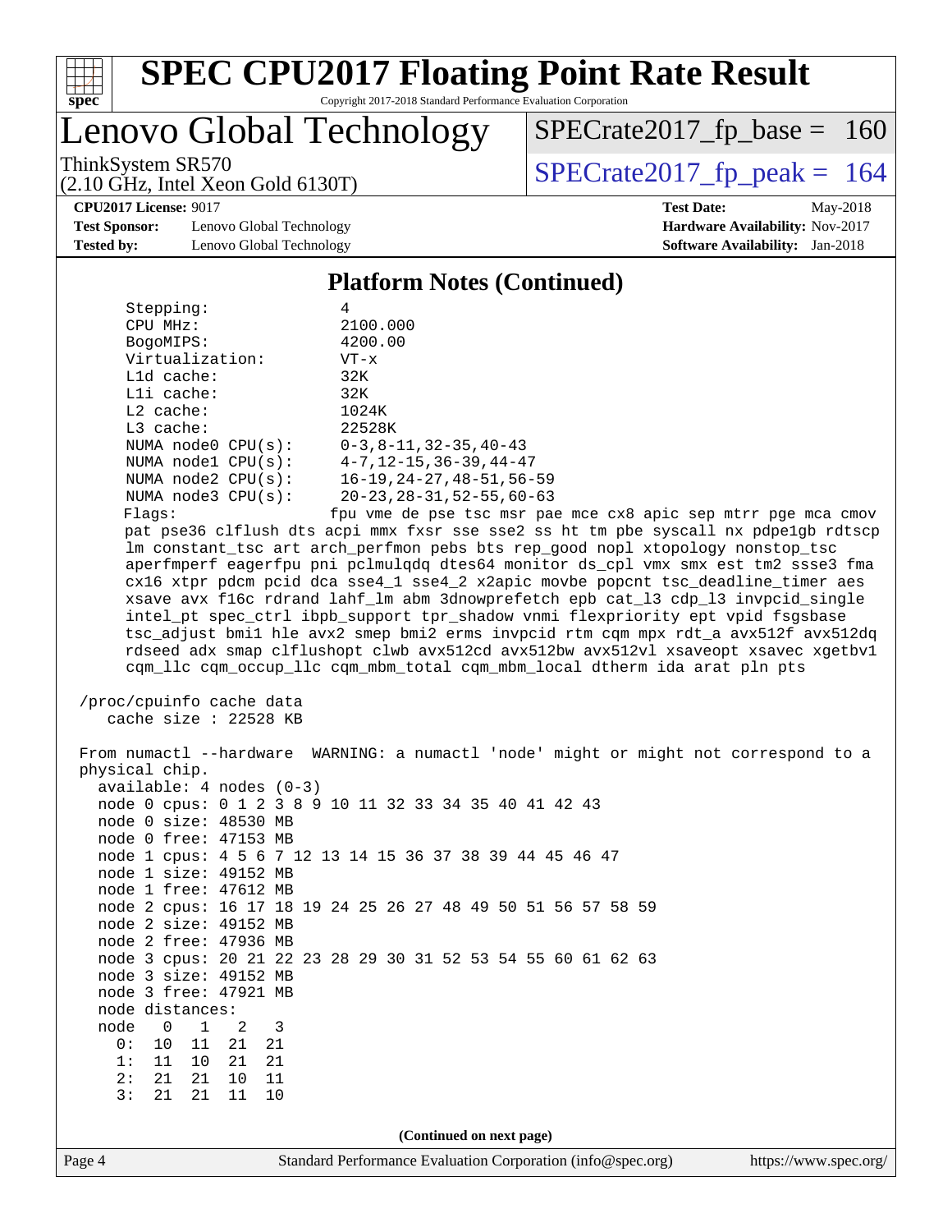# SPEC CPU2017 Floating Point Rate Result

Copyright 2017-2018 Standard Performance Evaluation Corporation

**Lenovo Global Technology**

ThinkSystem SR570
(2.10 GHz, Intel Xeon Gold 6130T)

SPECrate2017_fp_base = 160

SPECrate2017_fp_peak = 164

**CPU2017 License:** 9017
**Test Sponsor:** Lenovo Global Technology
**Tested by:** Lenovo Global Technology

**Test Date:** May-2018
**Hardware Availability:** Nov-2017
**Software Availability:** Jan-2018

## Platform Notes (Continued)

```
     Stepping:              4
     CPU MHz:               2100.000
     BogoMIPS:              4200.00
     Virtualization:        VT-x
     L1d cache:             32K
     L1i cache:             32K
     L2 cache:              1024K
     L3 cache:              22528K
     NUMA node0 CPU(s):     0-3,8-11,32-35,40-43
     NUMA node1 CPU(s):     4-7,12-15,36-39,44-47
     NUMA node2 CPU(s):     16-19,24-27,48-51,56-59
     NUMA node3 CPU(s):     20-23,28-31,52-55,60-63
     Flags:                 fpu vme de pse tsc msr pae mce cx8 apic sep mtrr pge mca cmov
     pat pse36 clflush dts acpi mmx fxsr sse sse2 ss ht tm pbe syscall nx pdpe1gb rdtscp
     lm constant_tsc art arch_perfmon pebs bts rep_good nopl xtopology nonstop_tsc
     aperfmperf eagerfpu pni pclmulqdq dtes64 monitor ds_cpl vmx smx est tm2 ssse3 fma
     cx16 xtpr pdcm pcid dca sse4_1 sse4_2 x2apic movbe popcnt tsc_deadline_timer aes
     xsave avx f16c rdrand lahf_lm abm 3dnowprefetch epb cat_l3 cdp_l3 invpcid_single
     intel_pt spec_ctrl ibpb_support tpr_shadow vnmi flexpriority ept vpid fsgsbase
     tsc_adjust bmi1 hle avx2 smep bmi2 erms invpcid rtm cqm mpx rdt_a avx512f avx512dq
     rdseed adx smap clflushopt clwb avx512cd avx512bw avx512vl xsaveopt xsavec xgetbv1
     cqm_llc cqm_occup_llc cqm_mbm_total cqm_mbm_local dtherm ida arat pln pts

 /proc/cpuinfo cache data
    cache size : 22528 KB

 From numactl --hardware  WARNING: a numactl 'node' might or might not correspond to a
 physical chip.
   available: 4 nodes (0-3)
   node 0 cpus: 0 1 2 3 8 9 10 11 32 33 34 35 40 41 42 43
   node 0 size: 48530 MB
   node 0 free: 47153 MB
   node 1 cpus: 4 5 6 7 12 13 14 15 36 37 38 39 44 45 46 47
   node 1 size: 49152 MB
   node 1 free: 47612 MB
   node 2 cpus: 16 17 18 19 24 25 26 27 48 49 50 51 56 57 58 59
   node 2 size: 49152 MB
   node 2 free: 47936 MB
   node 3 cpus: 20 21 22 23 28 29 30 31 52 53 54 55 60 61 62 63
   node 3 size: 49152 MB
   node 3 free: 47921 MB
   node distances:
   node   0   1   2   3
     0:  10  11  21  21
     1:  11  10  21  21
     2:  21  21  10  11
     3:  21  21  11  10
```

(Continued on next page)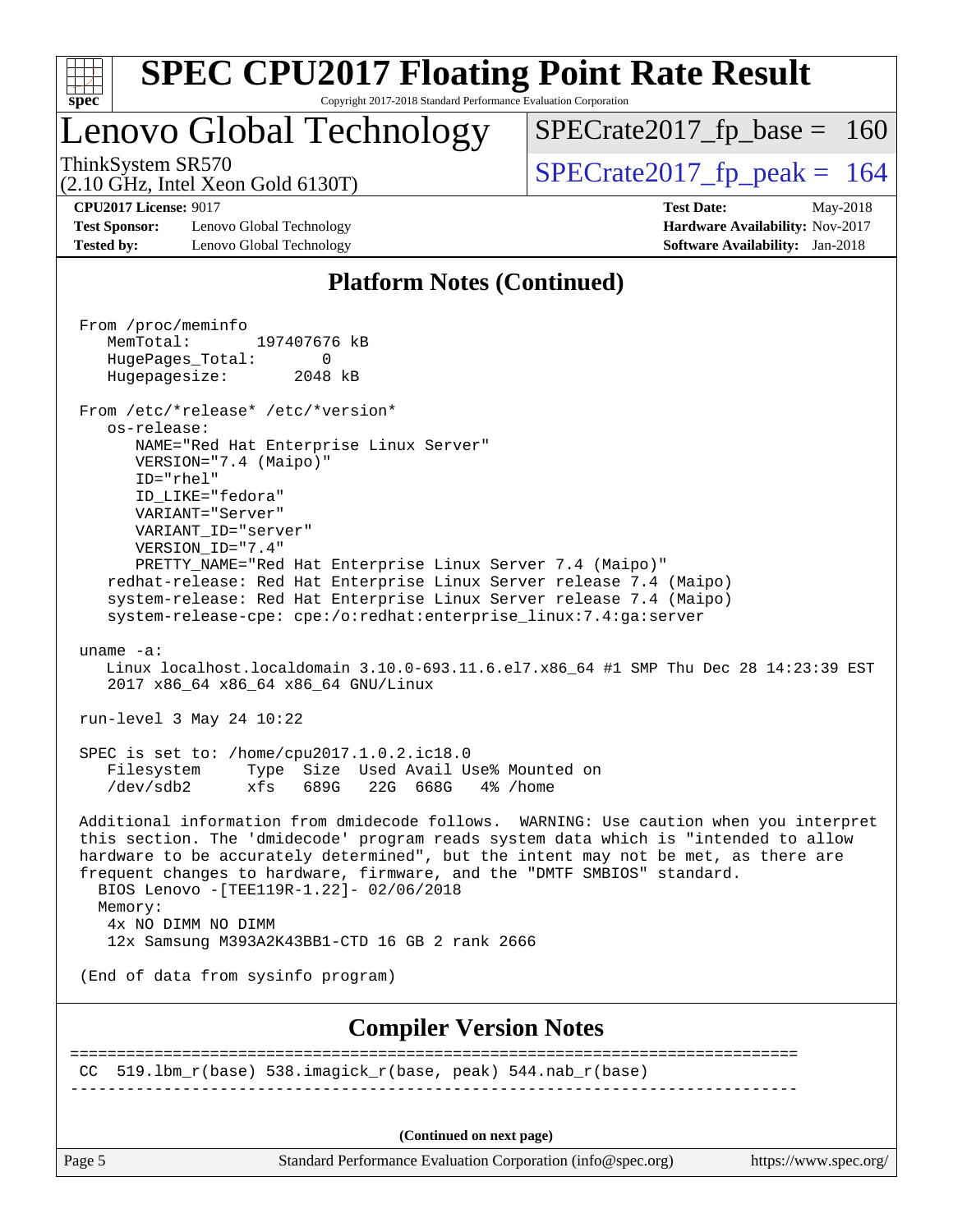# SPEC CPU2017 Floating Point Rate Result

Copyright 2017-2018 Standard Performance Evaluation Corporation

## Lenovo Global Technology

ThinkSystem SR570
(2.10 GHz, Intel Xeon Gold 6130T)

SPECrate2017_fp_base = 160

SPECrate2017_fp_peak = 164

**CPU2017 License:** 9017
**Test Sponsor:** Lenovo Global Technology
**Tested by:** Lenovo Global Technology

**Test Date:** May-2018
**Hardware Availability:** Nov-2017
**Software Availability:** Jan-2018

### Platform Notes (Continued)

```
From /proc/meminfo
   MemTotal:       197407676 kB
   HugePages_Total:       0
   Hugepagesize:       2048 kB

From /etc/*release* /etc/*version*
   os-release:
      NAME="Red Hat Enterprise Linux Server"
      VERSION="7.4 (Maipo)"
      ID="rhel"
      ID_LIKE="fedora"
      VARIANT="Server"
      VARIANT_ID="server"
      VERSION_ID="7.4"
      PRETTY_NAME="Red Hat Enterprise Linux Server 7.4 (Maipo)"
   redhat-release: Red Hat Enterprise Linux Server release 7.4 (Maipo)
   system-release: Red Hat Enterprise Linux Server release 7.4 (Maipo)
   system-release-cpe: cpe:/o:redhat:enterprise_linux:7.4:ga:server

uname -a:
   Linux localhost.localdomain 3.10.0-693.11.6.el7.x86_64 #1 SMP Thu Dec 28 14:23:39 EST
   2017 x86_64 x86_64 x86_64 GNU/Linux

run-level 3 May 24 10:22

SPEC is set to: /home/cpu2017.1.0.2.ic18.0
   Filesystem     Type  Size  Used Avail Use% Mounted on
   /dev/sdb2      xfs   689G   22G  668G   4% /home

Additional information from dmidecode follows.  WARNING: Use caution when you interpret
this section. The 'dmidecode' program reads system data which is "intended to allow
hardware to be accurately determined", but the intent may not be met, as there are
frequent changes to hardware, firmware, and the "DMTF SMBIOS" standard.
  BIOS Lenovo -[TEE119R-1.22]- 02/06/2018
  Memory:
    4x NO DIMM NO DIMM
    12x Samsung M393A2K43BB1-CTD 16 GB 2 rank 2666

(End of data from sysinfo program)
```

### Compiler Version Notes

```
==============================================================================
 CC  519.lbm_r(base) 538.imagick_r(base, peak) 544.nab_r(base)
------------------------------------------------------------------------------
```

(Continued on next page)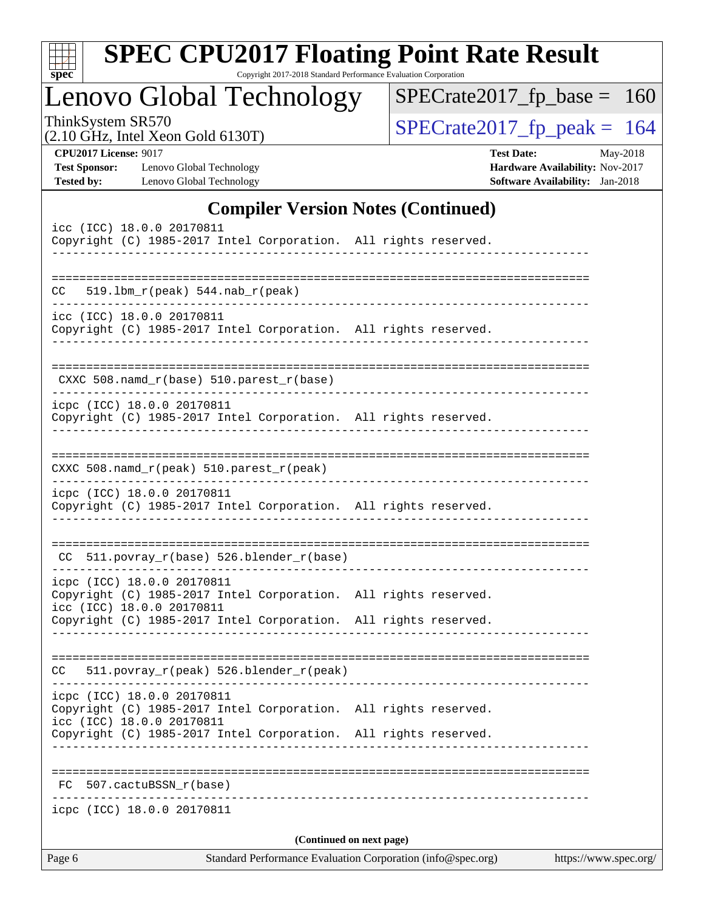## Compiler Version Notes (Continued)

```
icc (ICC) 18.0.0 20170811
Copyright (C) 1985-2017 Intel Corporation.  All rights reserved.
------------------------------------------------------------------------------

==============================================================================
CC   519.lbm_r(peak) 544.nab_r(peak)
------------------------------------------------------------------------------
icc (ICC) 18.0.0 20170811
Copyright (C) 1985-2017 Intel Corporation.  All rights reserved.
------------------------------------------------------------------------------

==============================================================================
 CXXC 508.namd_r(base) 510.parest_r(base)
------------------------------------------------------------------------------
icpc (ICC) 18.0.0 20170811
Copyright (C) 1985-2017 Intel Corporation.  All rights reserved.
------------------------------------------------------------------------------

==============================================================================
CXXC 508.namd_r(peak) 510.parest_r(peak)
------------------------------------------------------------------------------
icpc (ICC) 18.0.0 20170811
Copyright (C) 1985-2017 Intel Corporation.  All rights reserved.
------------------------------------------------------------------------------

==============================================================================
 CC  511.povray_r(base) 526.blender_r(base)
------------------------------------------------------------------------------
icpc (ICC) 18.0.0 20170811
Copyright (C) 1985-2017 Intel Corporation.  All rights reserved.
icc (ICC) 18.0.0 20170811
Copyright (C) 1985-2017 Intel Corporation.  All rights reserved.
------------------------------------------------------------------------------

==============================================================================
CC   511.povray_r(peak) 526.blender_r(peak)
------------------------------------------------------------------------------
icpc (ICC) 18.0.0 20170811
Copyright (C) 1985-2017 Intel Corporation.  All rights reserved.
icc (ICC) 18.0.0 20170811
Copyright (C) 1985-2017 Intel Corporation.  All rights reserved.
------------------------------------------------------------------------------

==============================================================================
 FC  507.cactuBSSN_r(base)
------------------------------------------------------------------------------
icpc (ICC) 18.0.0 20170811
```

**(Continued on next page)**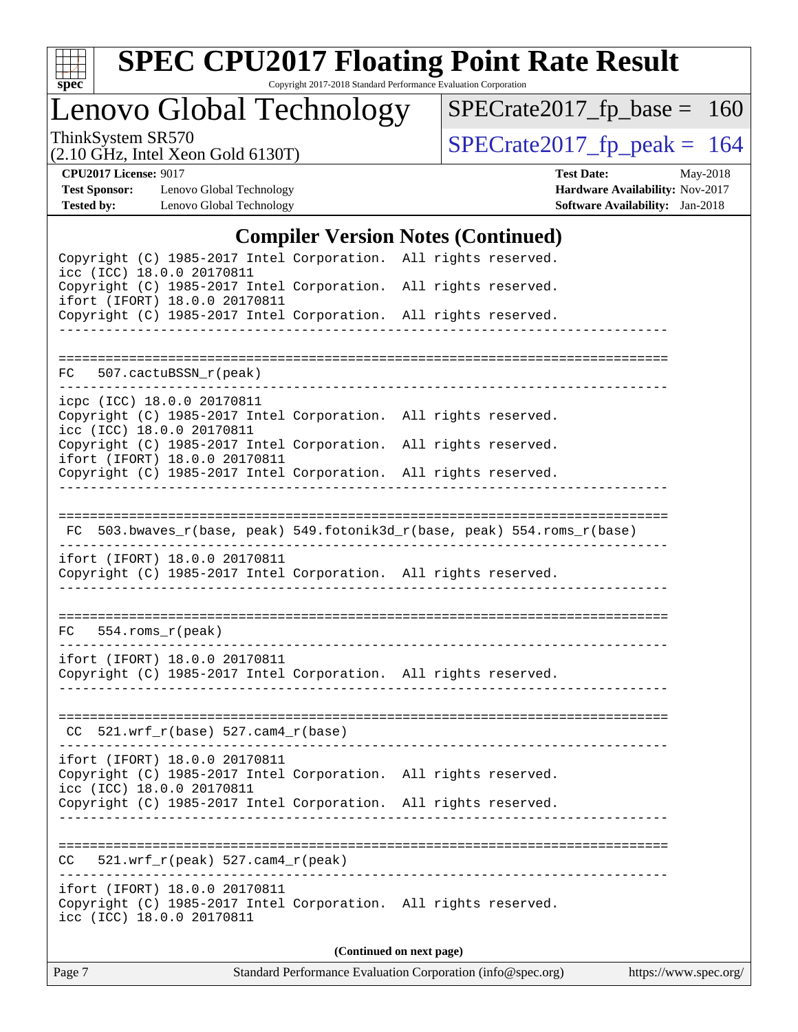## Compiler Version Notes (Continued)

```
Copyright (C) 1985-2017 Intel Corporation.  All rights reserved.
icc (ICC) 18.0.0 20170811
Copyright (C) 1985-2017 Intel Corporation.  All rights reserved.
ifort (IFORT) 18.0.0 20170811
Copyright (C) 1985-2017 Intel Corporation.  All rights reserved.
------------------------------------------------------------------------------

==============================================================================
FC   507.cactuBSSN_r(peak)
------------------------------------------------------------------------------
icpc (ICC) 18.0.0 20170811
Copyright (C) 1985-2017 Intel Corporation.  All rights reserved.
icc (ICC) 18.0.0 20170811
Copyright (C) 1985-2017 Intel Corporation.  All rights reserved.
ifort (IFORT) 18.0.0 20170811
Copyright (C) 1985-2017 Intel Corporation.  All rights reserved.
------------------------------------------------------------------------------

==============================================================================
 FC  503.bwaves_r(base, peak) 549.fotonik3d_r(base, peak) 554.roms_r(base)
------------------------------------------------------------------------------
ifort (IFORT) 18.0.0 20170811
Copyright (C) 1985-2017 Intel Corporation.  All rights reserved.
------------------------------------------------------------------------------

==============================================================================
FC   554.roms_r(peak)
------------------------------------------------------------------------------
ifort (IFORT) 18.0.0 20170811
Copyright (C) 1985-2017 Intel Corporation.  All rights reserved.
------------------------------------------------------------------------------

==============================================================================
 CC  521.wrf_r(base) 527.cam4_r(base)
------------------------------------------------------------------------------
ifort (IFORT) 18.0.0 20170811
Copyright (C) 1985-2017 Intel Corporation.  All rights reserved.
icc (ICC) 18.0.0 20170811
Copyright (C) 1985-2017 Intel Corporation.  All rights reserved.
------------------------------------------------------------------------------

==============================================================================
CC   521.wrf_r(peak) 527.cam4_r(peak)
------------------------------------------------------------------------------
ifort (IFORT) 18.0.0 20170811
Copyright (C) 1985-2017 Intel Corporation.  All rights reserved.
icc (ICC) 18.0.0 20170811
```

**(Continued on next page)**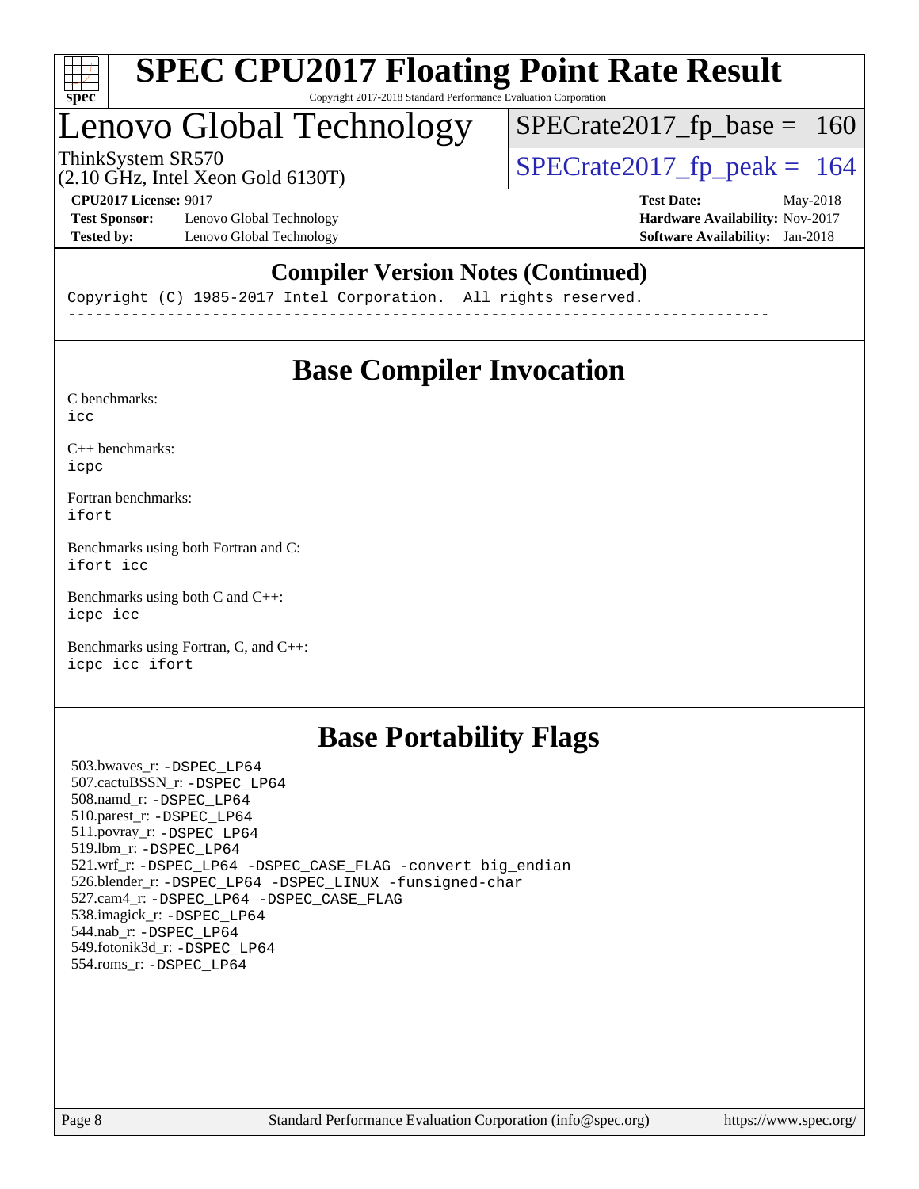## Compiler Version Notes (Continued)

```
Copyright (C) 1985-2017 Intel Corporation.  All rights reserved.
------------------------------------------------------------------------------
```

## Base Compiler Invocation

C benchmarks:
icc

C++ benchmarks:
icpc

Fortran benchmarks:
ifort

Benchmarks using both Fortran and C:
ifort icc

Benchmarks using both C and C++:
icpc icc

Benchmarks using Fortran, C, and C++:
icpc icc ifort

## Base Portability Flags

503.bwaves_r: -DSPEC_LP64
507.cactuBSSN_r: -DSPEC_LP64
508.namd_r: -DSPEC_LP64
510.parest_r: -DSPEC_LP64
511.povray_r: -DSPEC_LP64
519.lbm_r: -DSPEC_LP64
521.wrf_r: -DSPEC_LP64 -DSPEC_CASE_FLAG -convert big_endian
526.blender_r: -DSPEC_LP64 -DSPEC_LINUX -funsigned-char
527.cam4_r: -DSPEC_LP64 -DSPEC_CASE_FLAG
538.imagick_r: -DSPEC_LP64
544.nab_r: -DSPEC_LP64
549.fotonik3d_r: -DSPEC_LP64
554.roms_r: -DSPEC_LP64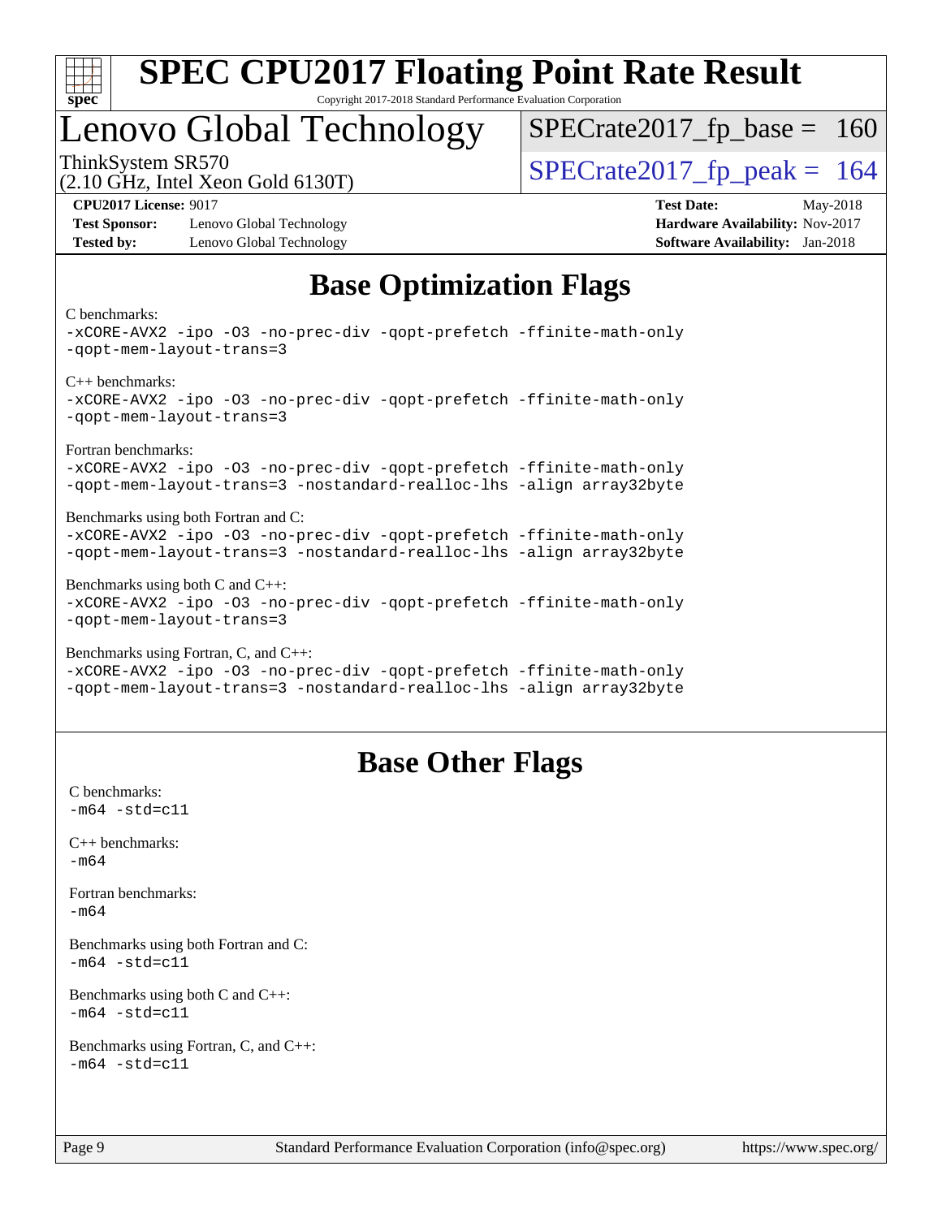# SPEC CPU2017 Floating Point Rate Result

Copyright 2017-2018 Standard Performance Evaluation Corporation

# Lenovo Global Technology

ThinkSystem SR570
(2.10 GHz, Intel Xeon Gold 6130T)

SPECrate2017_fp_base = 160

SPECrate2017_fp_peak = 164

**CPU2017 License:** 9017
**Test Sponsor:** Lenovo Global Technology
**Tested by:** Lenovo Global Technology

**Test Date:** May-2018
**Hardware Availability:** Nov-2017
**Software Availability:** Jan-2018

## Base Optimization Flags

C benchmarks:
-xCORE-AVX2 -ipo -O3 -no-prec-div -qopt-prefetch -ffinite-math-only
-qopt-mem-layout-trans=3

C++ benchmarks:
-xCORE-AVX2 -ipo -O3 -no-prec-div -qopt-prefetch -ffinite-math-only
-qopt-mem-layout-trans=3

Fortran benchmarks:
-xCORE-AVX2 -ipo -O3 -no-prec-div -qopt-prefetch -ffinite-math-only
-qopt-mem-layout-trans=3 -nostandard-realloc-lhs -align array32byte

Benchmarks using both Fortran and C:
-xCORE-AVX2 -ipo -O3 -no-prec-div -qopt-prefetch -ffinite-math-only
-qopt-mem-layout-trans=3 -nostandard-realloc-lhs -align array32byte

Benchmarks using both C and C++:
-xCORE-AVX2 -ipo -O3 -no-prec-div -qopt-prefetch -ffinite-math-only
-qopt-mem-layout-trans=3

Benchmarks using Fortran, C, and C++:
-xCORE-AVX2 -ipo -O3 -no-prec-div -qopt-prefetch -ffinite-math-only
-qopt-mem-layout-trans=3 -nostandard-realloc-lhs -align array32byte

## Base Other Flags

C benchmarks:
-m64 -std=c11

C++ benchmarks:
-m64

Fortran benchmarks:
-m64

Benchmarks using both Fortran and C:
-m64 -std=c11

Benchmarks using both C and C++:
-m64 -std=c11

Benchmarks using Fortran, C, and C++:
-m64 -std=c11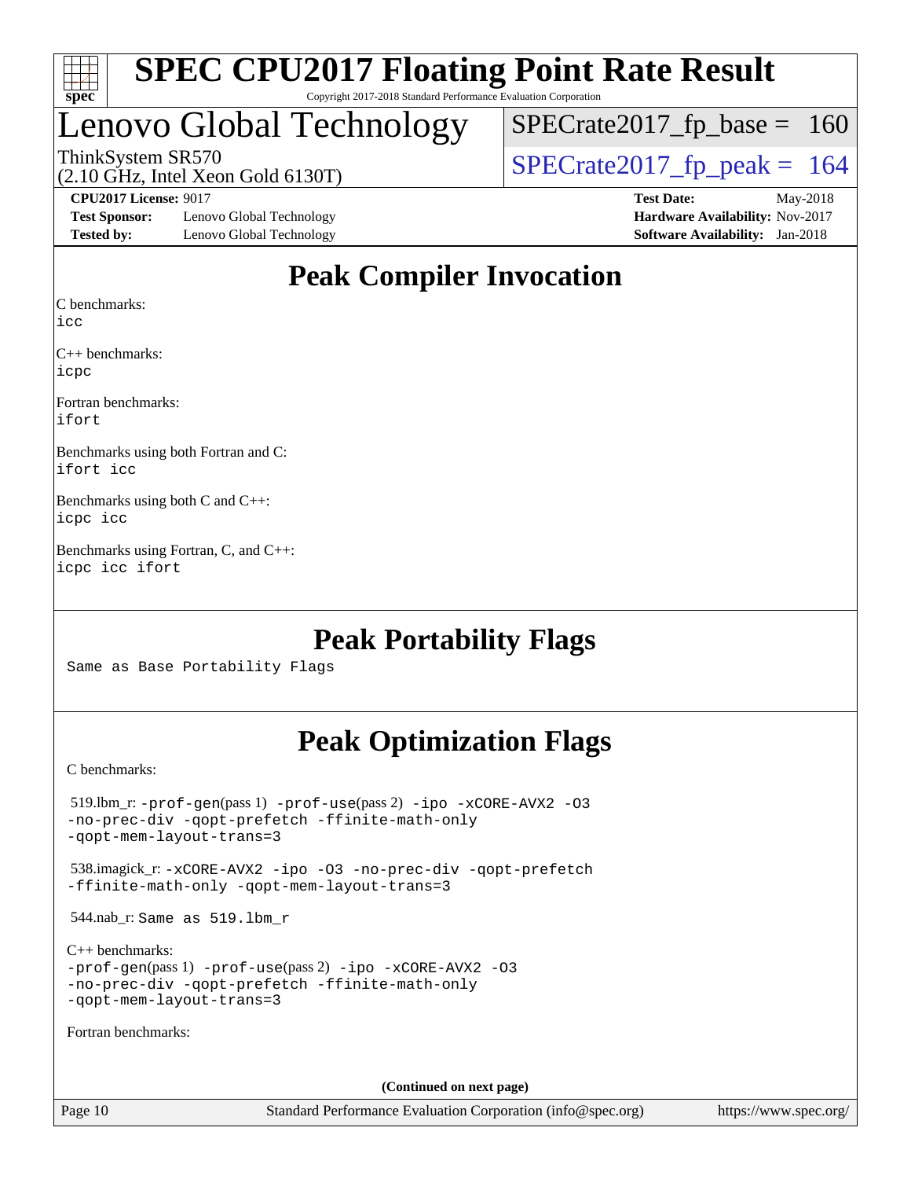# Peak Compiler Invocation

C benchmarks:
icc

C++ benchmarks:
icpc

Fortran benchmarks:
ifort

Benchmarks using both Fortran and C:
ifort icc

Benchmarks using both C and C++:
icpc icc

Benchmarks using Fortran, C, and C++:
icpc icc ifort

# Peak Portability Flags

Same as Base Portability Flags

# Peak Optimization Flags

C benchmarks:

519.lbm_r: -prof-gen(pass 1) -prof-use(pass 2) -ipo -xCORE-AVX2 -O3 -no-prec-div -qopt-prefetch -ffinite-math-only -qopt-mem-layout-trans=3

538.imagick_r: -xCORE-AVX2 -ipo -O3 -no-prec-div -qopt-prefetch -ffinite-math-only -qopt-mem-layout-trans=3

544.nab_r: Same as 519.lbm_r

C++ benchmarks:
-prof-gen(pass 1) -prof-use(pass 2) -ipo -xCORE-AVX2 -O3 -no-prec-div -qopt-prefetch -ffinite-math-only -qopt-mem-layout-trans=3

Fortran benchmarks:

(Continued on next page)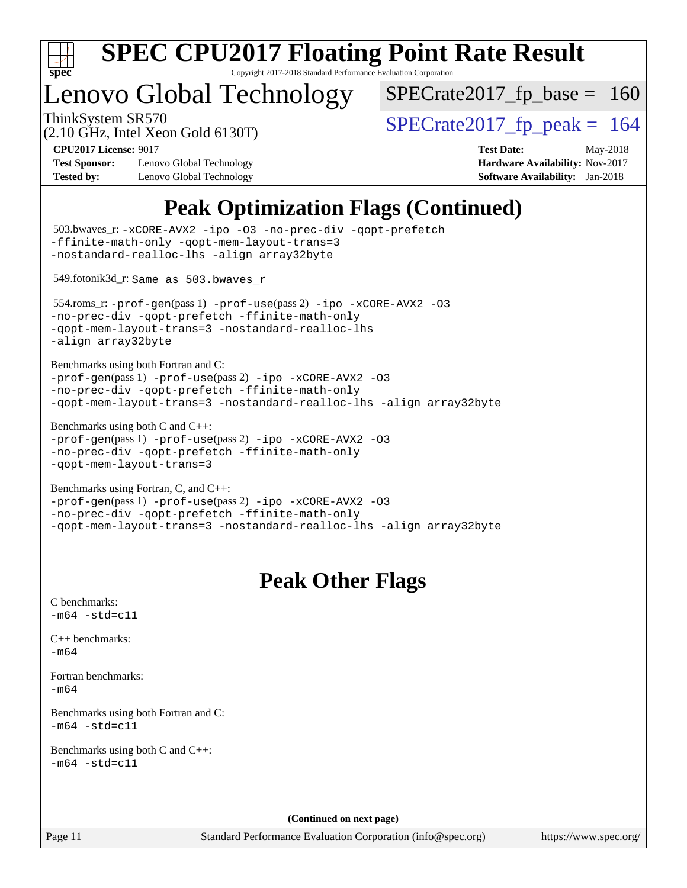# SPEC CPU2017 Floating Point Rate Result

Copyright 2017-2018 Standard Performance Evaluation Corporation

# Lenovo Global Technology

ThinkSystem SR570
(2.10 GHz, Intel Xeon Gold 6130T)

SPECrate2017_fp_base = 160

SPECrate2017_fp_peak = 164

**CPU2017 License:** 9017
**Test Sponsor:** Lenovo Global Technology
**Tested by:** Lenovo Global Technology
**Test Date:** May-2018
**Hardware Availability:** Nov-2017
**Software Availability:** Jan-2018

## Peak Optimization Flags (Continued)

503.bwaves_r: `-xCORE-AVX2 -ipo -O3 -no-prec-div -qopt-prefetch -ffinite-math-only -qopt-mem-layout-trans=3 -nostandard-realloc-lhs -align array32byte`

549.fotonik3d_r: `Same as 503.bwaves_r`

554.roms_r: `-prof-gen`(pass 1) `-prof-use`(pass 2) `-ipo -xCORE-AVX2 -O3 -no-prec-div -qopt-prefetch -ffinite-math-only -qopt-mem-layout-trans=3 -nostandard-realloc-lhs -align array32byte`

Benchmarks using both Fortran and C:
`-prof-gen`(pass 1) `-prof-use`(pass 2) `-ipo -xCORE-AVX2 -O3 -no-prec-div -qopt-prefetch -ffinite-math-only -qopt-mem-layout-trans=3 -nostandard-realloc-lhs -align array32byte`

Benchmarks using both C and C++:
`-prof-gen`(pass 1) `-prof-use`(pass 2) `-ipo -xCORE-AVX2 -O3 -no-prec-div -qopt-prefetch -ffinite-math-only -qopt-mem-layout-trans=3`

Benchmarks using Fortran, C, and C++:
`-prof-gen`(pass 1) `-prof-use`(pass 2) `-ipo -xCORE-AVX2 -O3 -no-prec-div -qopt-prefetch -ffinite-math-only -qopt-mem-layout-trans=3 -nostandard-realloc-lhs -align array32byte`

## Peak Other Flags

C benchmarks:
`-m64 -std=c11`

C++ benchmarks:
`-m64`

Fortran benchmarks:
`-m64`

Benchmarks using both Fortran and C:
`-m64 -std=c11`

Benchmarks using both C and C++:
`-m64 -std=c11`

**(Continued on next page)**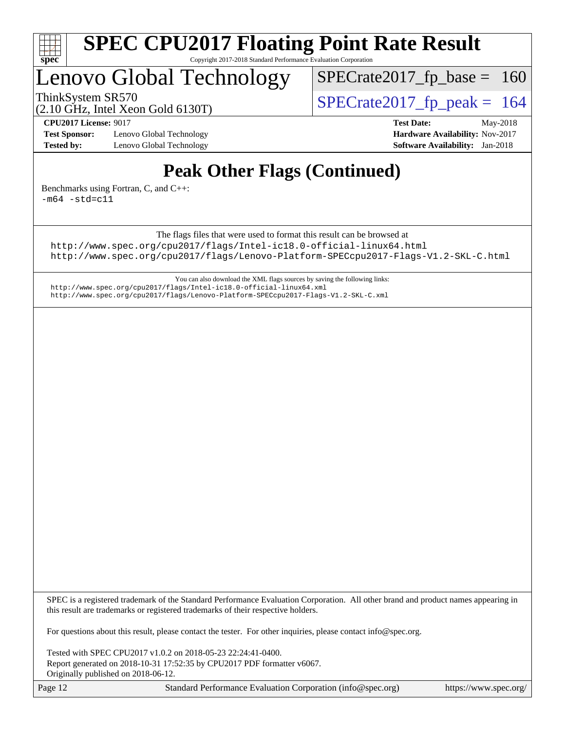# Peak Other Flags (Continued)

Benchmarks using Fortran, C, and C++:
-m64 -std=c11

The flags files that were used to format this result can be browsed at
http://www.spec.org/cpu2017/flags/Intel-ic18.0-official-linux64.html
http://www.spec.org/cpu2017/flags/Lenovo-Platform-SPECcpu2017-Flags-V1.2-SKL-C.html

You can also download the XML flags sources by saving the following links:
http://www.spec.org/cpu2017/flags/Intel-ic18.0-official-linux64.xml
http://www.spec.org/cpu2017/flags/Lenovo-Platform-SPECcpu2017-Flags-V1.2-SKL-C.xml

SPEC is a registered trademark of the Standard Performance Evaluation Corporation. All other brand and product names appearing in this result are trademarks or registered trademarks of their respective holders.

For questions about this result, please contact the tester. For other inquiries, please contact info@spec.org.

Tested with SPEC CPU2017 v1.0.2 on 2018-05-23 22:24:41-0400.
Report generated on 2018-10-31 17:52:35 by CPU2017 PDF formatter v6067.
Originally published on 2018-06-12.